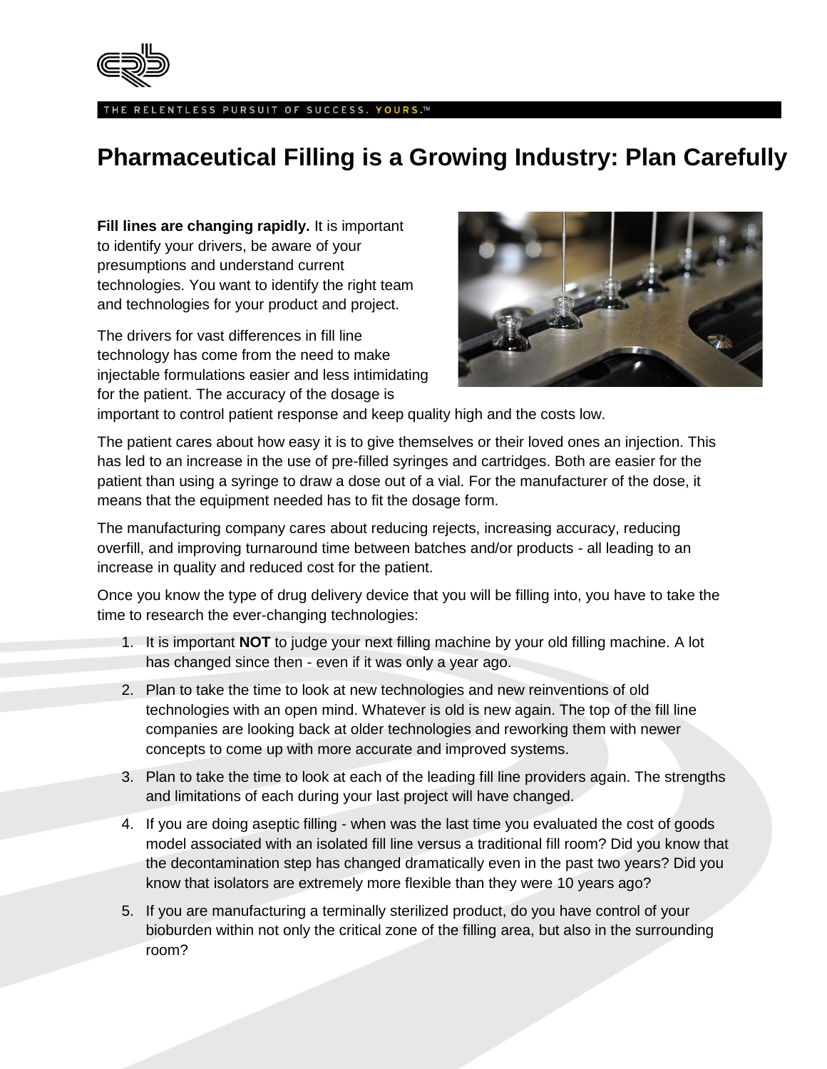THE RELENTLESS PURSUIT OF SUCCESS. YOURS.™

# Pharmaceutical Filling is a Growing Industry: Plan Carefully

**Fill lines are changing rapidly.** It is important to identify your drivers, be aware of your presumptions and understand current technologies. You want to identify the right team and technologies for your product and project.

The drivers for vast differences in fill line technology has come from the need to make injectable formulations easier and less intimidating for the patient. The accuracy of the dosage is important to control patient response and keep quality high and the costs low.

The patient cares about how easy it is to give themselves or their loved ones an injection. This has led to an increase in the use of pre-filled syringes and cartridges. Both are easier for the patient than using a syringe to draw a dose out of a vial. For the manufacturer of the dose, it means that the equipment needed has to fit the dosage form.

The manufacturing company cares about reducing rejects, increasing accuracy, reducing overfill, and improving turnaround time between batches and/or products - all leading to an increase in quality and reduced cost for the patient.

Once you know the type of drug delivery device that you will be filling into, you have to take the time to research the ever-changing technologies:

1. It is important **NOT** to judge your next filling machine by your old filling machine. A lot has changed since then - even if it was only a year ago.
2. Plan to take the time to look at new technologies and new reinventions of old technologies with an open mind. Whatever is old is new again. The top of the fill line companies are looking back at older technologies and reworking them with newer concepts to come up with more accurate and improved systems.
3. Plan to take the time to look at each of the leading fill line providers again. The strengths and limitations of each during your last project will have changed.
4. If you are doing aseptic filling - when was the last time you evaluated the cost of goods model associated with an isolated fill line versus a traditional fill room? Did you know that the decontamination step has changed dramatically even in the past two years? Did you know that isolators are extremely more flexible than they were 10 years ago?
5. If you are manufacturing a terminally sterilized product, do you have control of your bioburden within not only the critical zone of the filling area, but also in the surrounding room?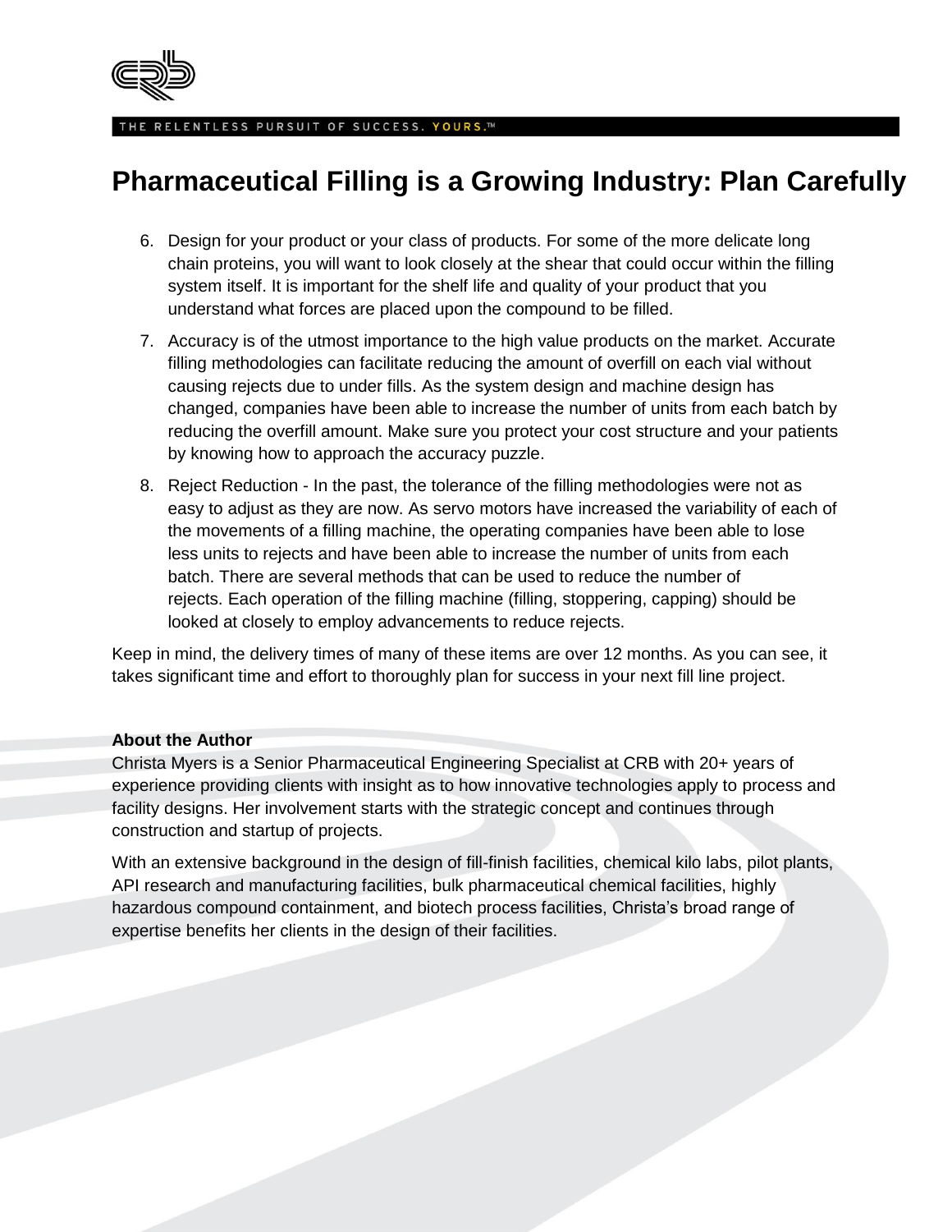# Pharmaceutical Filling is a Growing Industry: Plan Carefully

6. Design for your product or your class of products. For some of the more delicate long chain proteins, you will want to look closely at the shear that could occur within the filling system itself. It is important for the shelf life and quality of your product that you understand what forces are placed upon the compound to be filled.
7. Accuracy is of the utmost importance to the high value products on the market. Accurate filling methodologies can facilitate reducing the amount of overfill on each vial without causing rejects due to under fills. As the system design and machine design has changed, companies have been able to increase the number of units from each batch by reducing the overfill amount. Make sure you protect your cost structure and your patients by knowing how to approach the accuracy puzzle.
8. Reject Reduction - In the past, the tolerance of the filling methodologies were not as easy to adjust as they are now. As servo motors have increased the variability of each of the movements of a filling machine, the operating companies have been able to lose less units to rejects and have been able to increase the number of units from each batch. There are several methods that can be used to reduce the number of rejects. Each operation of the filling machine (filling, stoppering, capping) should be looked at closely to employ advancements to reduce rejects.

Keep in mind, the delivery times of many of these items are over 12 months. As you can see, it takes significant time and effort to thoroughly plan for success in your next fill line project.

**About the Author**

Christa Myers is a Senior Pharmaceutical Engineering Specialist at CRB with 20+ years of experience providing clients with insight as to how innovative technologies apply to process and facility designs. Her involvement starts with the strategic concept and continues through construction and startup of projects.

With an extensive background in the design of fill-finish facilities, chemical kilo labs, pilot plants, API research and manufacturing facilities, bulk pharmaceutical chemical facilities, highly hazardous compound containment, and biotech process facilities, Christa's broad range of expertise benefits her clients in the design of their facilities.